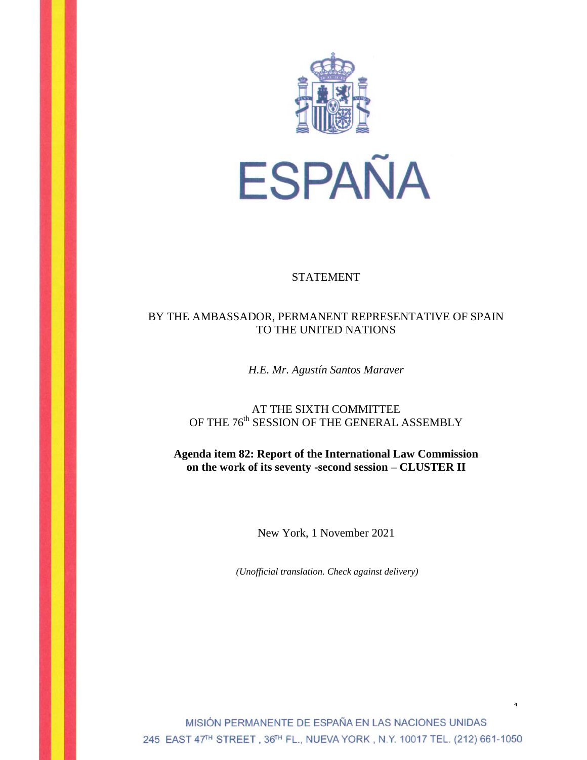# ESPAÑA

STATEMENT

BY THE AMBASSADOR, PERMANENT REPRESENTATIVE OF SPAIN TO THE UNITED NATIONS

*H.E. Mr. Agustín Santos Maraver*

AT THE SIXTH COMMITTEE
OF THE 76th SESSION OF THE GENERAL ASSEMBLY

**Agenda item 82: Report of the International Law Commission on the work of its seventy -second session – CLUSTER II**

New York, 1 November 2021

*(Unofficial translation. Check against delivery)*

MISIÓN PERMANENTE DE ESPAÑA EN LAS NACIONES UNIDAS
245 EAST 47TH STREET , 36TH FL., NUEVA YORK , N.Y. 10017 TEL. (212) 661-1050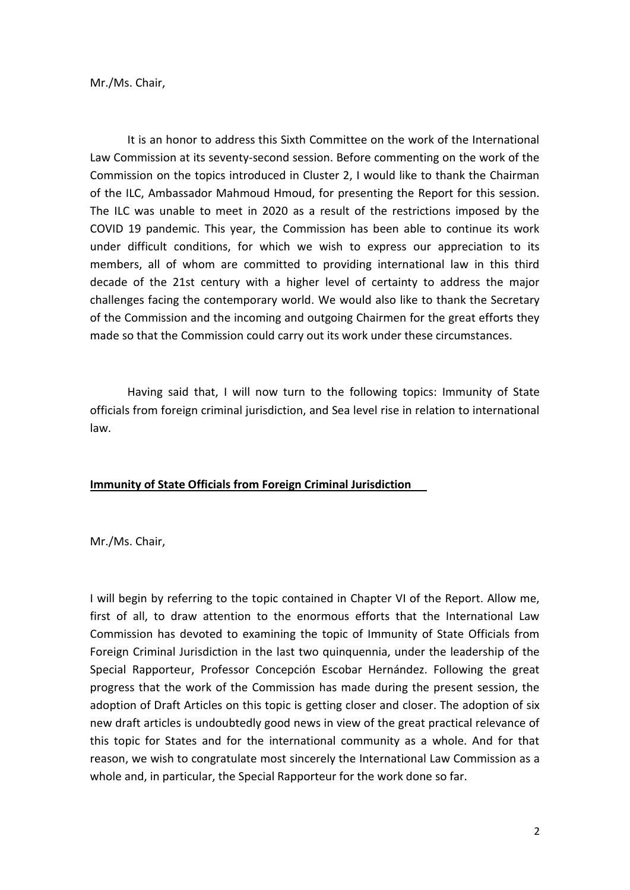Mr./Ms. Chair,

It is an honor to address this Sixth Committee on the work of the International Law Commission at its seventy-second session. Before commenting on the work of the Commission on the topics introduced in Cluster 2, I would like to thank the Chairman of the ILC, Ambassador Mahmoud Hmoud, for presenting the Report for this session. The ILC was unable to meet in 2020 as a result of the restrictions imposed by the COVID 19 pandemic. This year, the Commission has been able to continue its work under difficult conditions, for which we wish to express our appreciation to its members, all of whom are committed to providing international law in this third decade of the 21st century with a higher level of certainty to address the major challenges facing the contemporary world. We would also like to thank the Secretary of the Commission and the incoming and outgoing Chairmen for the great efforts they made so that the Commission could carry out its work under these circumstances.

Having said that, I will now turn to the following topics: Immunity of State officials from foreign criminal jurisdiction, and Sea level rise in relation to international law.

**Immunity of State Officials from Foreign Criminal Jurisdiction**

Mr./Ms. Chair,

I will begin by referring to the topic contained in Chapter VI of the Report. Allow me, first of all, to draw attention to the enormous efforts that the International Law Commission has devoted to examining the topic of Immunity of State Officials from Foreign Criminal Jurisdiction in the last two quinquennia, under the leadership of the Special Rapporteur, Professor Concepción Escobar Hernández. Following the great progress that the work of the Commission has made during the present session, the adoption of Draft Articles on this topic is getting closer and closer. The adoption of six new draft articles is undoubtedly good news in view of the great practical relevance of this topic for States and for the international community as a whole. And for that reason, we wish to congratulate most sincerely the International Law Commission as a whole and, in particular, the Special Rapporteur for the work done so far.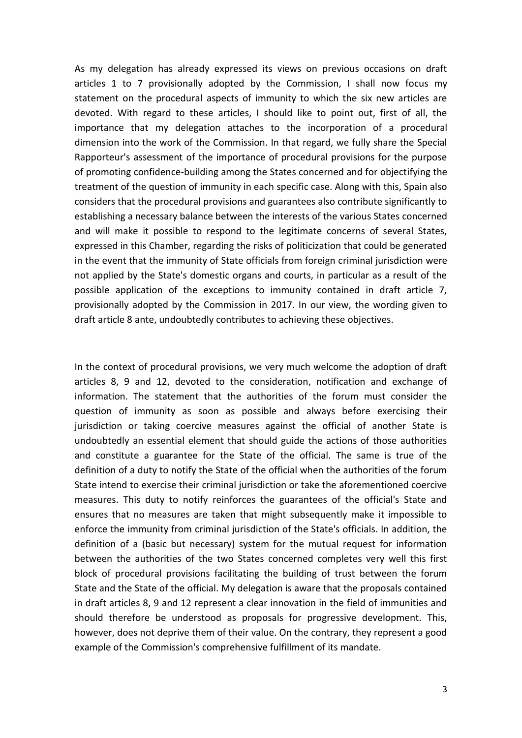As my delegation has already expressed its views on previous occasions on draft articles 1 to 7 provisionally adopted by the Commission, I shall now focus my statement on the procedural aspects of immunity to which the six new articles are devoted. With regard to these articles, I should like to point out, first of all, the importance that my delegation attaches to the incorporation of a procedural dimension into the work of the Commission. In that regard, we fully share the Special Rapporteur's assessment of the importance of procedural provisions for the purpose of promoting confidence-building among the States concerned and for objectifying the treatment of the question of immunity in each specific case. Along with this, Spain also considers that the procedural provisions and guarantees also contribute significantly to establishing a necessary balance between the interests of the various States concerned and will make it possible to respond to the legitimate concerns of several States, expressed in this Chamber, regarding the risks of politicization that could be generated in the event that the immunity of State officials from foreign criminal jurisdiction were not applied by the State's domestic organs and courts, in particular as a result of the possible application of the exceptions to immunity contained in draft article 7, provisionally adopted by the Commission in 2017. In our view, the wording given to draft article 8 ante, undoubtedly contributes to achieving these objectives.

In the context of procedural provisions, we very much welcome the adoption of draft articles 8, 9 and 12, devoted to the consideration, notification and exchange of information. The statement that the authorities of the forum must consider the question of immunity as soon as possible and always before exercising their jurisdiction or taking coercive measures against the official of another State is undoubtedly an essential element that should guide the actions of those authorities and constitute a guarantee for the State of the official. The same is true of the definition of a duty to notify the State of the official when the authorities of the forum State intend to exercise their criminal jurisdiction or take the aforementioned coercive measures. This duty to notify reinforces the guarantees of the official's State and ensures that no measures are taken that might subsequently make it impossible to enforce the immunity from criminal jurisdiction of the State's officials. In addition, the definition of a (basic but necessary) system for the mutual request for information between the authorities of the two States concerned completes very well this first block of procedural provisions facilitating the building of trust between the forum State and the State of the official. My delegation is aware that the proposals contained in draft articles 8, 9 and 12 represent a clear innovation in the field of immunities and should therefore be understood as proposals for progressive development. This, however, does not deprive them of their value. On the contrary, they represent a good example of the Commission's comprehensive fulfillment of its mandate.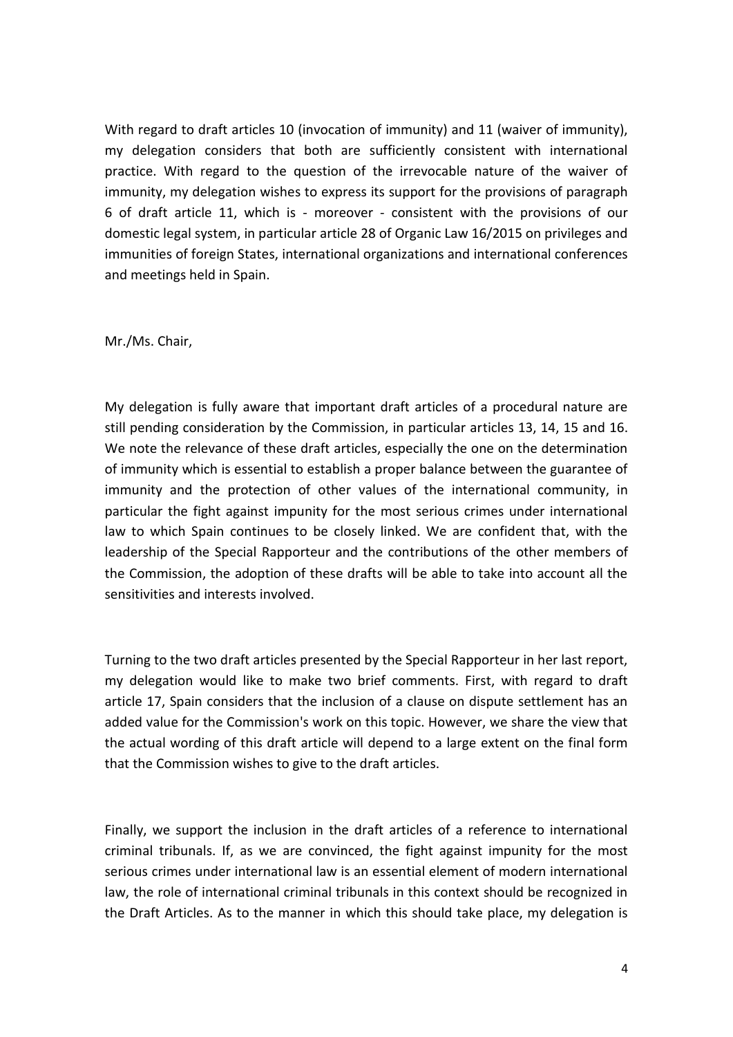With regard to draft articles 10 (invocation of immunity) and 11 (waiver of immunity), my delegation considers that both are sufficiently consistent with international practice. With regard to the question of the irrevocable nature of the waiver of immunity, my delegation wishes to express its support for the provisions of paragraph 6 of draft article 11, which is - moreover - consistent with the provisions of our domestic legal system, in particular article 28 of Organic Law 16/2015 on privileges and immunities of foreign States, international organizations and international conferences and meetings held in Spain.

Mr./Ms. Chair,

My delegation is fully aware that important draft articles of a procedural nature are still pending consideration by the Commission, in particular articles 13, 14, 15 and 16. We note the relevance of these draft articles, especially the one on the determination of immunity which is essential to establish a proper balance between the guarantee of immunity and the protection of other values of the international community, in particular the fight against impunity for the most serious crimes under international law to which Spain continues to be closely linked. We are confident that, with the leadership of the Special Rapporteur and the contributions of the other members of the Commission, the adoption of these drafts will be able to take into account all the sensitivities and interests involved.

Turning to the two draft articles presented by the Special Rapporteur in her last report, my delegation would like to make two brief comments. First, with regard to draft article 17, Spain considers that the inclusion of a clause on dispute settlement has an added value for the Commission's work on this topic. However, we share the view that the actual wording of this draft article will depend to a large extent on the final form that the Commission wishes to give to the draft articles.

Finally, we support the inclusion in the draft articles of a reference to international criminal tribunals. If, as we are convinced, the fight against impunity for the most serious crimes under international law is an essential element of modern international law, the role of international criminal tribunals in this context should be recognized in the Draft Articles. As to the manner in which this should take place, my delegation is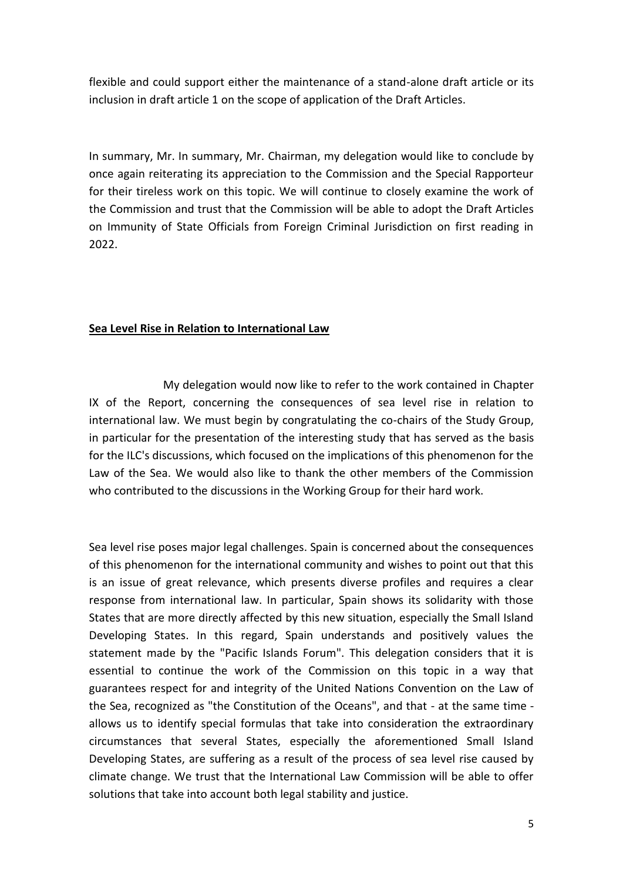flexible and could support either the maintenance of a stand-alone draft article or its inclusion in draft article 1 on the scope of application of the Draft Articles.

In summary, Mr. In summary, Mr. Chairman, my delegation would like to conclude by once again reiterating its appreciation to the Commission and the Special Rapporteur for their tireless work on this topic. We will continue to closely examine the work of the Commission and trust that the Commission will be able to adopt the Draft Articles on Immunity of State Officials from Foreign Criminal Jurisdiction on first reading in 2022.

**Sea Level Rise in Relation to International Law**

My delegation would now like to refer to the work contained in Chapter IX of the Report, concerning the consequences of sea level rise in relation to international law. We must begin by congratulating the co-chairs of the Study Group, in particular for the presentation of the interesting study that has served as the basis for the ILC's discussions, which focused on the implications of this phenomenon for the Law of the Sea. We would also like to thank the other members of the Commission who contributed to the discussions in the Working Group for their hard work.

Sea level rise poses major legal challenges. Spain is concerned about the consequences of this phenomenon for the international community and wishes to point out that this is an issue of great relevance, which presents diverse profiles and requires a clear response from international law. In particular, Spain shows its solidarity with those States that are more directly affected by this new situation, especially the Small Island Developing States. In this regard, Spain understands and positively values the statement made by the "Pacific Islands Forum". This delegation considers that it is essential to continue the work of the Commission on this topic in a way that guarantees respect for and integrity of the United Nations Convention on the Law of the Sea, recognized as "the Constitution of the Oceans", and that - at the same time - allows us to identify special formulas that take into consideration the extraordinary circumstances that several States, especially the aforementioned Small Island Developing States, are suffering as a result of the process of sea level rise caused by climate change. We trust that the International Law Commission will be able to offer solutions that take into account both legal stability and justice.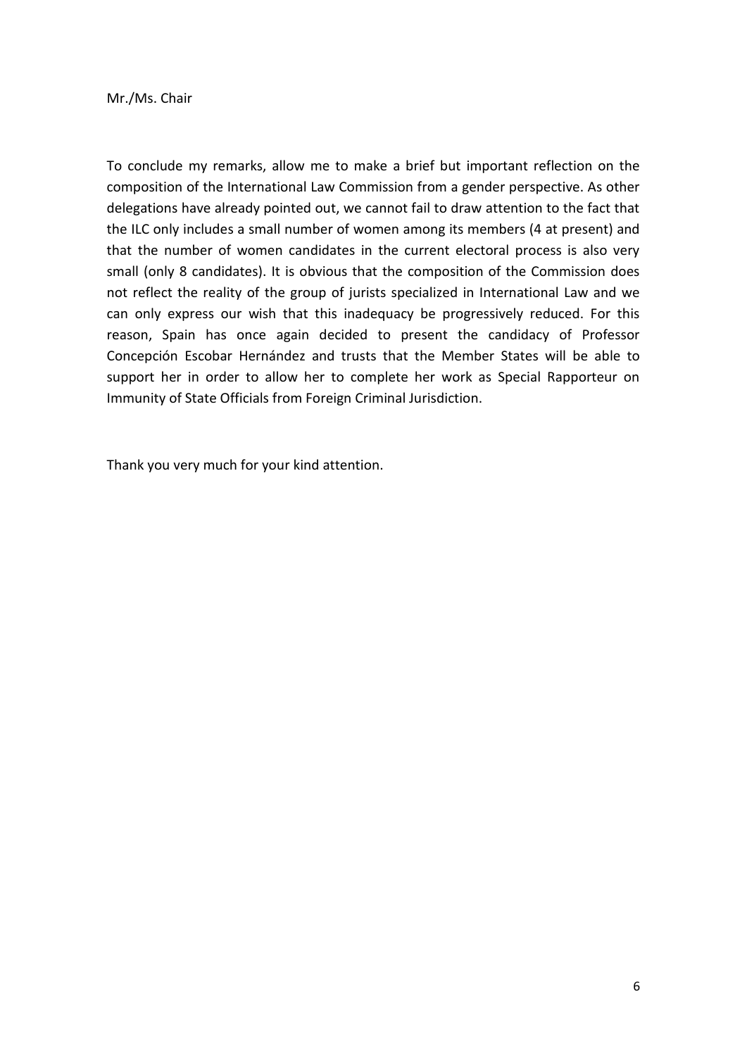Mr./Ms. Chair

To conclude my remarks, allow me to make a brief but important reflection on the composition of the International Law Commission from a gender perspective. As other delegations have already pointed out, we cannot fail to draw attention to the fact that the ILC only includes a small number of women among its members (4 at present) and that the number of women candidates in the current electoral process is also very small (only 8 candidates). It is obvious that the composition of the Commission does not reflect the reality of the group of jurists specialized in International Law and we can only express our wish that this inadequacy be progressively reduced. For this reason, Spain has once again decided to present the candidacy of Professor Concepción Escobar Hernández and trusts that the Member States will be able to support her in order to allow her to complete her work as Special Rapporteur on Immunity of State Officials from Foreign Criminal Jurisdiction.

Thank you very much for your kind attention.